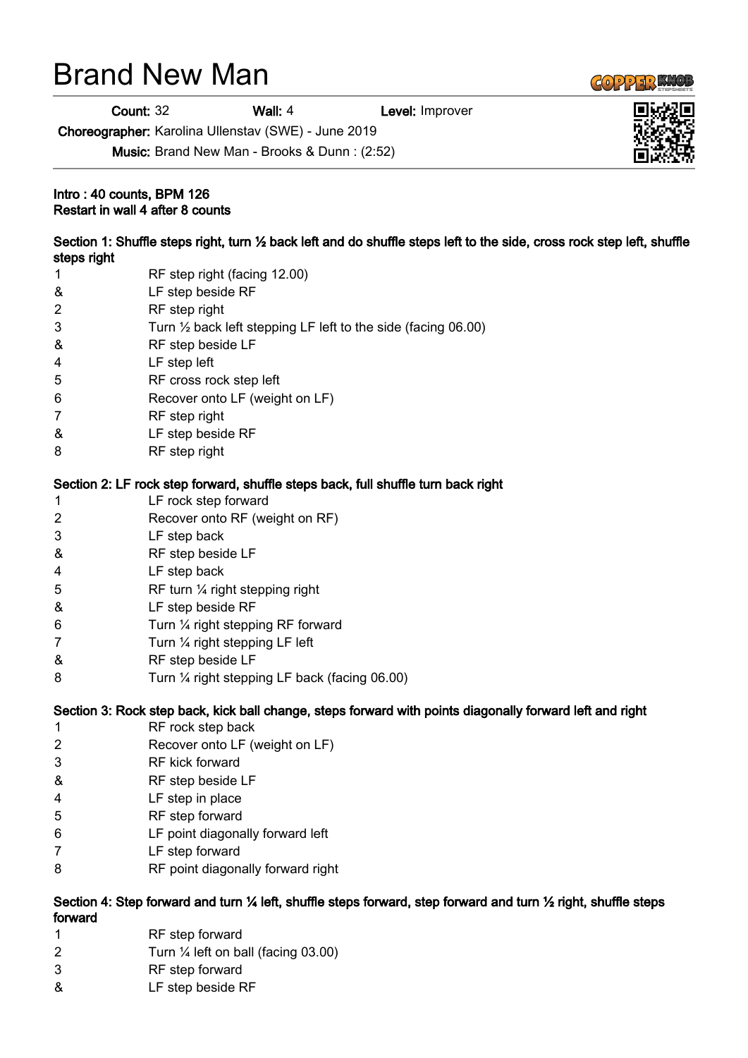# Brand New Man

**Count:** 32 **Wall:** 4 **Level:** Improver

**Choreographer:** Karolina Ullenstav (SWE) - June 2019

**Music:** Brand New Man - Brooks & Dunn : (2:52)

**Intro : 40 counts, BPM 126**
**Restart in wall 4 after 8 counts**

**Section 1: Shuffle steps right, turn ½ back left and do shuffle steps left to the side, cross rock step left, shuffle steps right**

| | |
|---|---|
| 1 | RF step right (facing 12.00) |
| & | LF step beside RF |
| 2 | RF step right |
| 3 | Turn ½ back left stepping LF left to the side (facing 06.00) |
| & | RF step beside LF |
| 4 | LF step left |
| 5 | RF cross rock step left |
| 6 | Recover onto LF (weight on LF) |
| 7 | RF step right |
| & | LF step beside RF |
| 8 | RF step right |

**Section 2: LF rock step forward, shuffle steps back, full shuffle turn back right**

| | |
|---|---|
| 1 | LF rock step forward |
| 2 | Recover onto RF (weight on RF) |
| 3 | LF step back |
| & | RF step beside LF |
| 4 | LF step back |
| 5 | RF turn ¼ right stepping right |
| & | LF step beside RF |
| 6 | Turn ¼ right stepping RF forward |
| 7 | Turn ¼ right stepping LF left |
| & | RF step beside LF |
| 8 | Turn ¼ right stepping LF back (facing 06.00) |

**Section 3: Rock step back, kick ball change, steps forward with points diagonally forward left and right**

| | |
|---|---|
| 1 | RF rock step back |
| 2 | Recover onto LF (weight on LF) |
| 3 | RF kick forward |
| & | RF step beside LF |
| 4 | LF step in place |
| 5 | RF step forward |
| 6 | LF point diagonally forward left |
| 7 | LF step forward |
| 8 | RF point diagonally forward right |

**Section 4: Step forward and turn ¼ left, shuffle steps forward, step forward and turn ½ right, shuffle steps forward**

| | |
|---|---|
| 1 | RF step forward |
| 2 | Turn ¼ left on ball (facing 03.00) |
| 3 | RF step forward |
| & | LF step beside RF |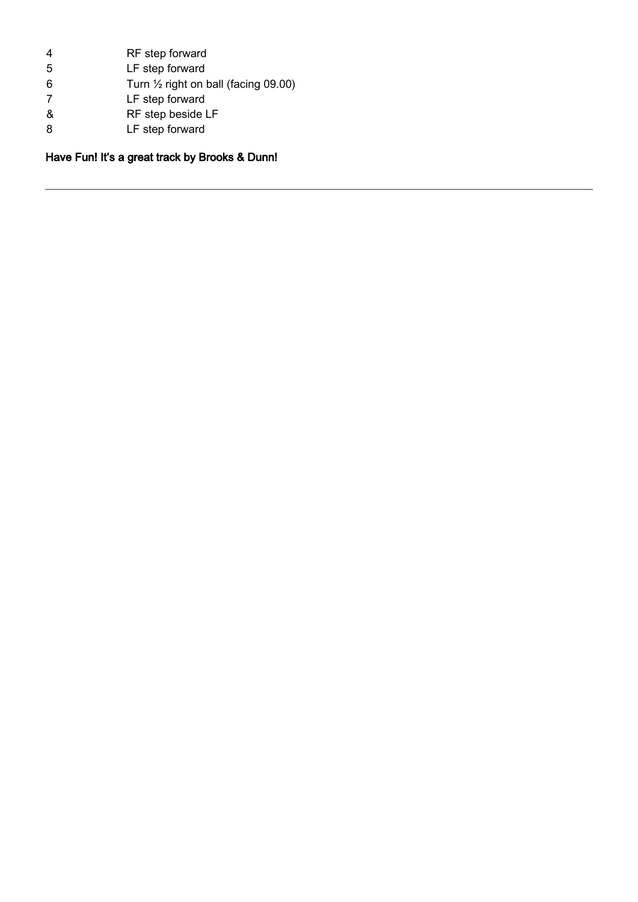| | |
|---|---|
| 4 | RF step forward |
| 5 | LF step forward |
| 6 | Turn ½ right on ball (facing 09.00) |
| 7 | LF step forward |
| & | RF step beside LF |
| 8 | LF step forward |

**Have Fun! It's a great track by Brooks & Dunn!**

---